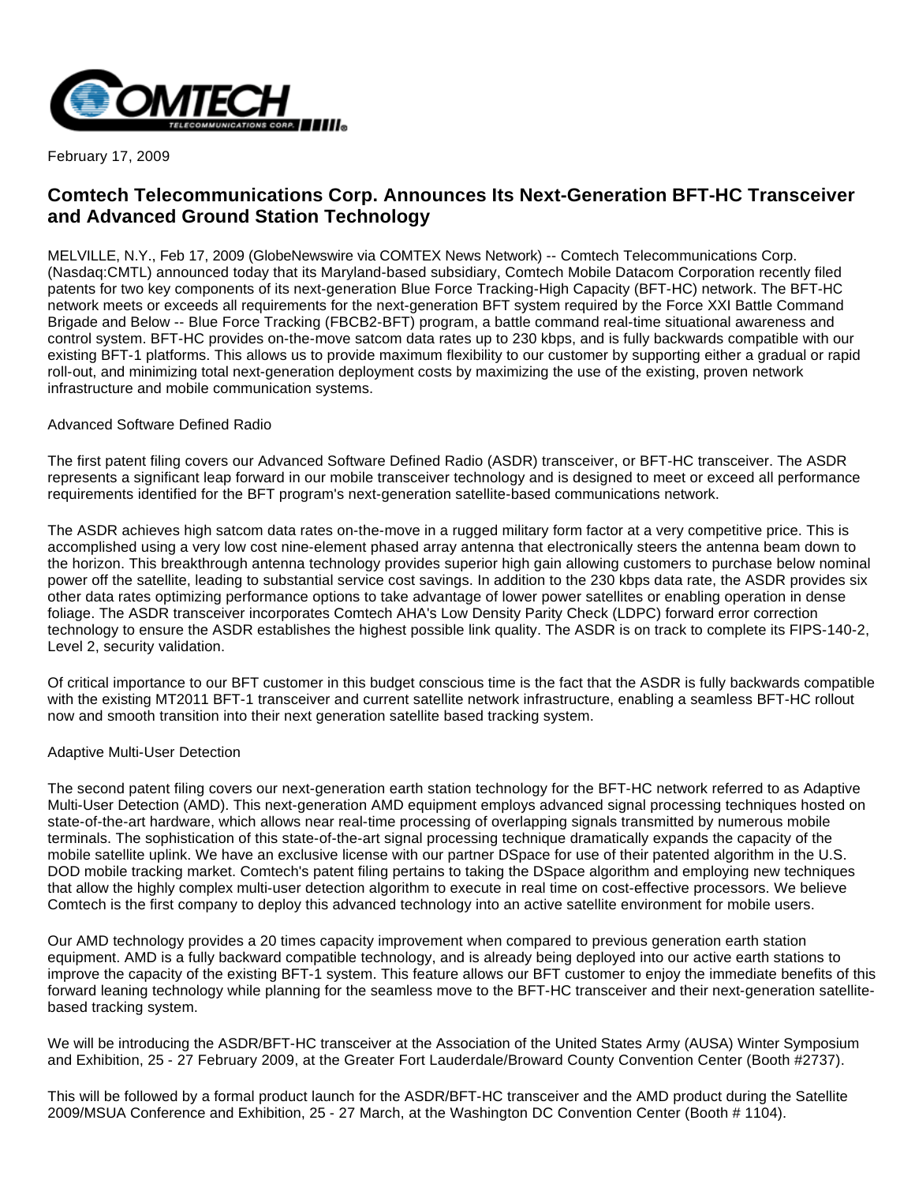February 17, 2009

# Comtech Telecommunications Corp. Announces Its Next-Generation BFT-HC Transceiver and Advanced Ground Station Technology

MELVILLE, N.Y., Feb 17, 2009 (GlobeNewswire via COMTEX News Network) -- Comtech Telecommunications Corp. (Nasdaq:CMTL) announced today that its Maryland-based subsidiary, Comtech Mobile Datacom Corporation recently filed patents for two key components of its next-generation Blue Force Tracking-High Capacity (BFT-HC) network. The BFT-HC network meets or exceeds all requirements for the next-generation BFT system required by the Force XXI Battle Command Brigade and Below -- Blue Force Tracking (FBCB2-BFT) program, a battle command real-time situational awareness and control system. BFT-HC provides on-the-move satcom data rates up to 230 kbps, and is fully backwards compatible with our existing BFT-1 platforms. This allows us to provide maximum flexibility to our customer by supporting either a gradual or rapid roll-out, and minimizing total next-generation deployment costs by maximizing the use of the existing, proven network infrastructure and mobile communication systems.

Advanced Software Defined Radio

The first patent filing covers our Advanced Software Defined Radio (ASDR) transceiver, or BFT-HC transceiver. The ASDR represents a significant leap forward in our mobile transceiver technology and is designed to meet or exceed all performance requirements identified for the BFT program's next-generation satellite-based communications network.

The ASDR achieves high satcom data rates on-the-move in a rugged military form factor at a very competitive price. This is accomplished using a very low cost nine-element phased array antenna that electronically steers the antenna beam down to the horizon. This breakthrough antenna technology provides superior high gain allowing customers to purchase below nominal power off the satellite, leading to substantial service cost savings. In addition to the 230 kbps data rate, the ASDR provides six other data rates optimizing performance options to take advantage of lower power satellites or enabling operation in dense foliage. The ASDR transceiver incorporates Comtech AHA's Low Density Parity Check (LDPC) forward error correction technology to ensure the ASDR establishes the highest possible link quality. The ASDR is on track to complete its FIPS-140-2, Level 2, security validation.

Of critical importance to our BFT customer in this budget conscious time is the fact that the ASDR is fully backwards compatible with the existing MT2011 BFT-1 transceiver and current satellite network infrastructure, enabling a seamless BFT-HC rollout now and smooth transition into their next generation satellite based tracking system.

Adaptive Multi-User Detection

The second patent filing covers our next-generation earth station technology for the BFT-HC network referred to as Adaptive Multi-User Detection (AMD). This next-generation AMD equipment employs advanced signal processing techniques hosted on state-of-the-art hardware, which allows near real-time processing of overlapping signals transmitted by numerous mobile terminals. The sophistication of this state-of-the-art signal processing technique dramatically expands the capacity of the mobile satellite uplink. We have an exclusive license with our partner DSpace for use of their patented algorithm in the U.S. DOD mobile tracking market. Comtech's patent filing pertains to taking the DSpace algorithm and employing new techniques that allow the highly complex multi-user detection algorithm to execute in real time on cost-effective processors. We believe Comtech is the first company to deploy this advanced technology into an active satellite environment for mobile users.

Our AMD technology provides a 20 times capacity improvement when compared to previous generation earth station equipment. AMD is a fully backward compatible technology, and is already being deployed into our active earth stations to improve the capacity of the existing BFT-1 system. This feature allows our BFT customer to enjoy the immediate benefits of this forward leaning technology while planning for the seamless move to the BFT-HC transceiver and their next-generation satellite-based tracking system.

We will be introducing the ASDR/BFT-HC transceiver at the Association of the United States Army (AUSA) Winter Symposium and Exhibition, 25 - 27 February 2009, at the Greater Fort Lauderdale/Broward County Convention Center (Booth #2737).

This will be followed by a formal product launch for the ASDR/BFT-HC transceiver and the AMD product during the Satellite 2009/MSUA Conference and Exhibition, 25 - 27 March, at the Washington DC Convention Center (Booth # 1104).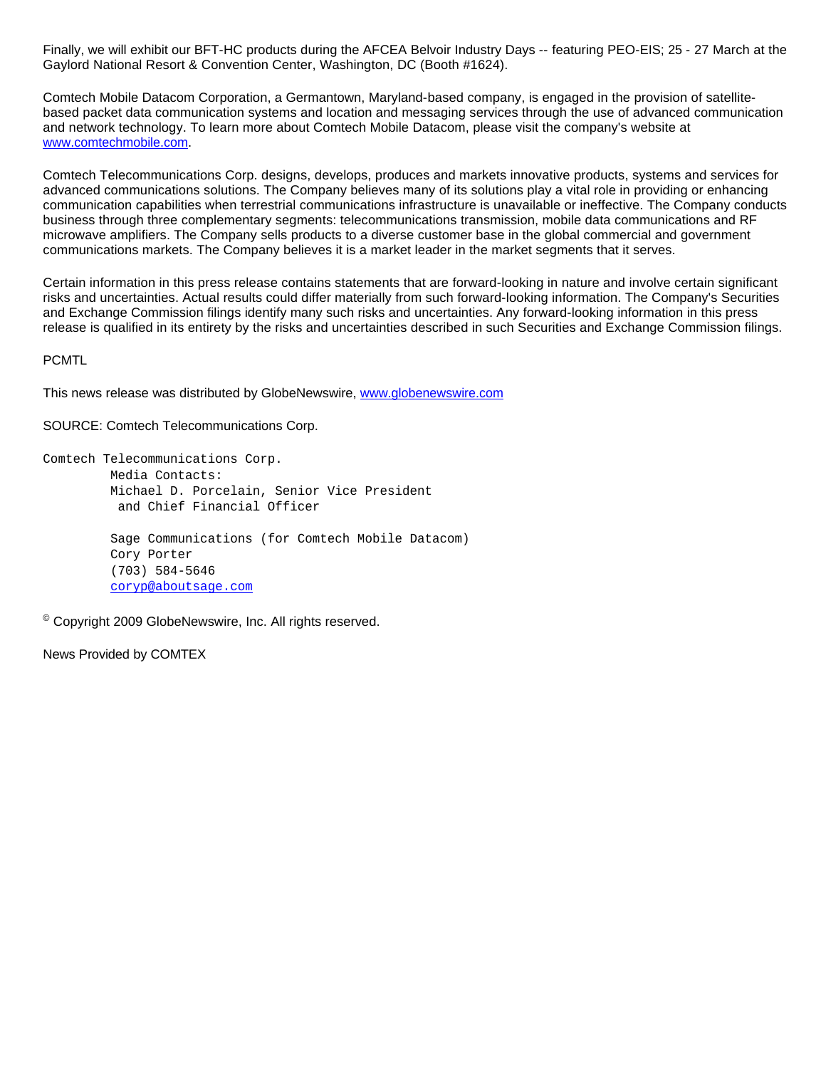Finally, we will exhibit our BFT-HC products during the AFCEA Belvoir Industry Days -- featuring PEO-EIS; 25 - 27 March at the Gaylord National Resort & Convention Center, Washington, DC (Booth #1624).

Comtech Mobile Datacom Corporation, a Germantown, Maryland-based company, is engaged in the provision of satellite-based packet data communication systems and location and messaging services through the use of advanced communication and network technology. To learn more about Comtech Mobile Datacom, please visit the company's website at www.comtechmobile.com.

Comtech Telecommunications Corp. designs, develops, produces and markets innovative products, systems and services for advanced communications solutions. The Company believes many of its solutions play a vital role in providing or enhancing communication capabilities when terrestrial communications infrastructure is unavailable or ineffective. The Company conducts business through three complementary segments: telecommunications transmission, mobile data communications and RF microwave amplifiers. The Company sells products to a diverse customer base in the global commercial and government communications markets. The Company believes it is a market leader in the market segments that it serves.

Certain information in this press release contains statements that are forward-looking in nature and involve certain significant risks and uncertainties. Actual results could differ materially from such forward-looking information. The Company's Securities and Exchange Commission filings identify many such risks and uncertainties. Any forward-looking information in this press release is qualified in its entirety by the risks and uncertainties described in such Securities and Exchange Commission filings.

PCMTL

This news release was distributed by GlobeNewswire, www.globenewswire.com

SOURCE: Comtech Telecommunications Corp.

```
Comtech Telecommunications Corp.
         Media Contacts:
         Michael D. Porcelain, Senior Vice President
          and Chief Financial Officer

         Sage Communications (for Comtech Mobile Datacom)
         Cory Porter
         (703) 584-5646
         coryp@aboutsage.com
```

© Copyright 2009 GlobeNewswire, Inc. All rights reserved.

News Provided by COMTEX